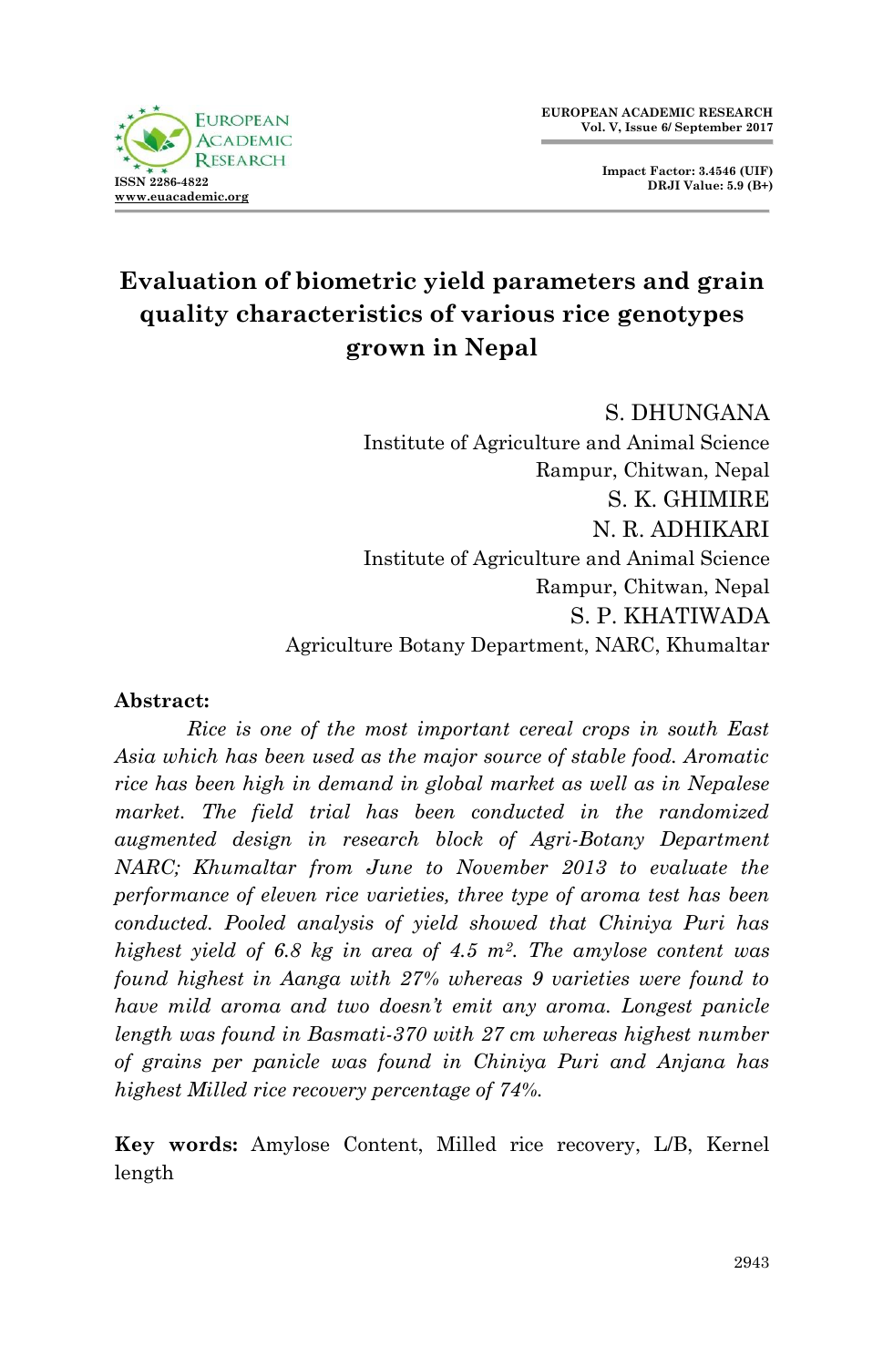# Evaluation of biometric yield parameters and grain quality characteristics of various rice genotypes grown in Nepal

S. DHUNGANA
Institute of Agriculture and Animal Science
Rampur, Chitwan, Nepal

S. K. GHIMIRE
N. R. ADHIKARI
Institute of Agriculture and Animal Science
Rampur, Chitwan, Nepal

S. P. KHATIWADA
Agriculture Botany Department, NARC, Khumaltar

**Abstract:**

*Rice is one of the most important cereal crops in south East Asia which has been used as the major source of stable food. Aromatic rice has been high in demand in global market as well as in Nepalese market. The field trial has been conducted in the randomized augmented design in research block of Agri-Botany Department NARC; Khumaltar from June to November 2013 to evaluate the performance of eleven rice varieties, three type of aroma test has been conducted. Pooled analysis of yield showed that Chiniya Puri has highest yield of 6.8 kg in area of 4.5 m². The amylose content was found highest in Aanga with 27% whereas 9 varieties were found to have mild aroma and two doesn't emit any aroma. Longest panicle length was found in Basmati-370 with 27 cm whereas highest number of grains per panicle was found in Chiniya Puri and Anjana has highest Milled rice recovery percentage of 74%.*

**Key words:** Amylose Content, Milled rice recovery, L/B, Kernel length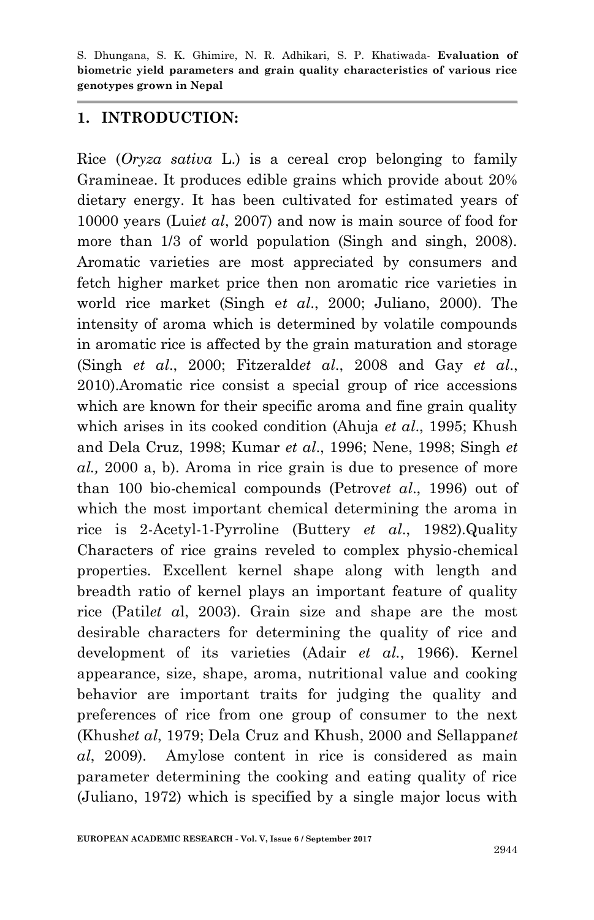## 1. INTRODUCTION:

Rice (*Oryza sativa* L.) is a cereal crop belonging to family Gramineae. It produces edible grains which provide about 20% dietary energy. It has been cultivated for estimated years of 10000 years (Lui*et al*, 2007) and now is main source of food for more than 1/3 of world population (Singh and singh, 2008). Aromatic varieties are most appreciated by consumers and fetch higher market price then non aromatic rice varieties in world rice market (Singh e*t al*., 2000; Juliano, 2000). The intensity of aroma which is determined by volatile compounds in aromatic rice is affected by the grain maturation and storage (Singh *et al*., 2000; Fitzerald*et al*., 2008 and Gay *et al*., 2010).Aromatic rice consist a special group of rice accessions which are known for their specific aroma and fine grain quality which arises in its cooked condition (Ahuja *et al*., 1995; Khush and Dela Cruz, 1998; Kumar *et al*., 1996; Nene, 1998; Singh *et al.,* 2000 a, b). Aroma in rice grain is due to presence of more than 100 bio-chemical compounds (Petrov*et al*., 1996) out of which the most important chemical determining the aroma in rice is 2-Acetyl-1-Pyrroline (Buttery *et al*., 1982).Quality Characters of rice grains reveled to complex physio-chemical properties. Excellent kernel shape along with length and breadth ratio of kernel plays an important feature of quality rice (Patil*et a*l, 2003). Grain size and shape are the most desirable characters for determining the quality of rice and development of its varieties (Adair *et al*., 1966). Kernel appearance, size, shape, aroma, nutritional value and cooking behavior are important traits for judging the quality and preferences of rice from one group of consumer to the next (Khush*et al*, 1979; Dela Cruz and Khush, 2000 and Sellappan*et al*, 2009). Amylose content in rice is considered as main parameter determining the cooking and eating quality of rice (Juliano, 1972) which is specified by a single major locus with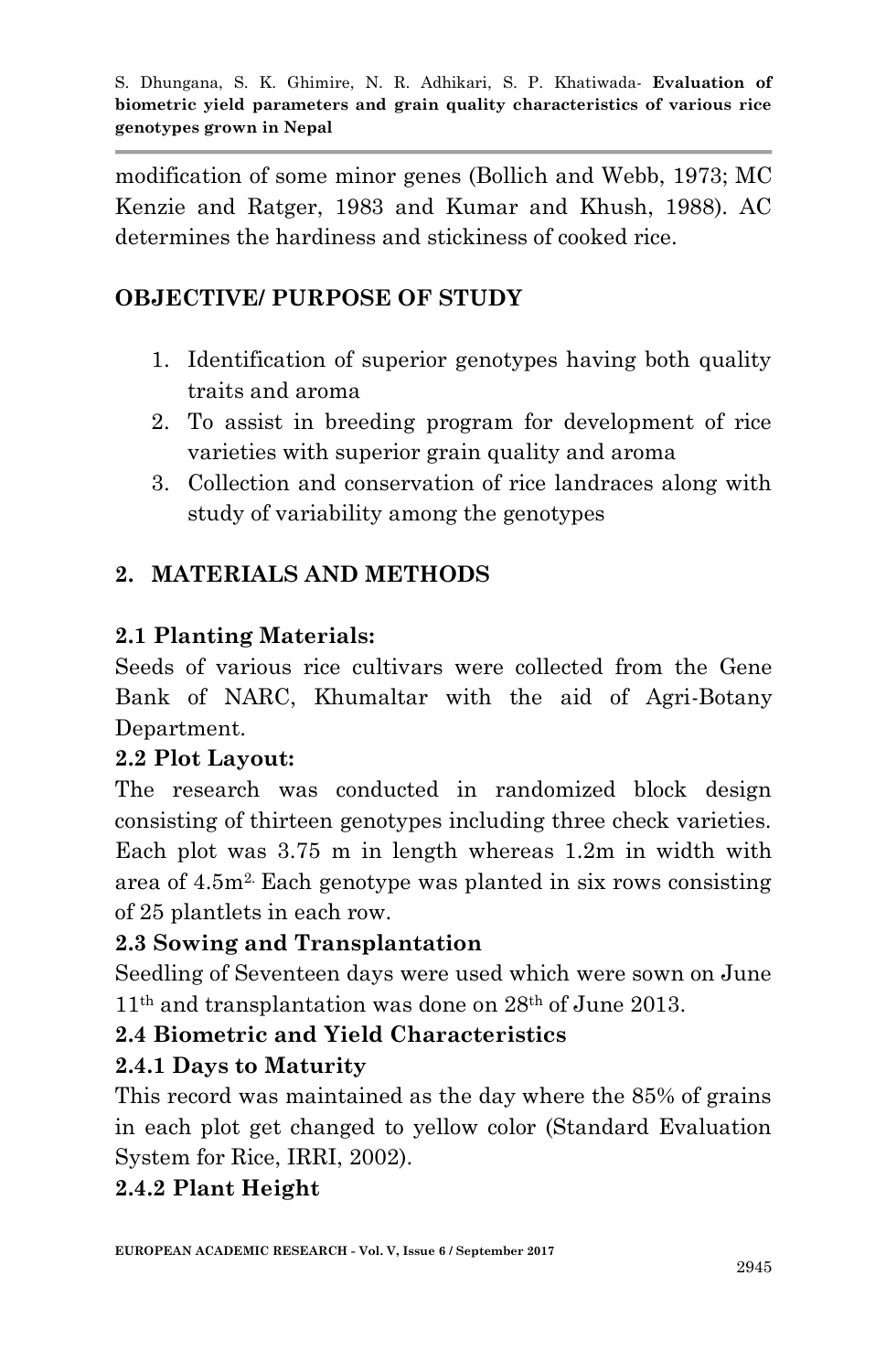modification of some minor genes (Bollich and Webb, 1973; MC Kenzie and Ratger, 1983 and Kumar and Khush, 1988). AC determines the hardiness and stickiness of cooked rice.

## OBJECTIVE/ PURPOSE OF STUDY

1. Identification of superior genotypes having both quality traits and aroma
2. To assist in breeding program for development of rice varieties with superior grain quality and aroma
3. Collection and conservation of rice landraces along with study of variability among the genotypes

## 2. MATERIALS AND METHODS

### 2.1 Planting Materials:

Seeds of various rice cultivars were collected from the Gene Bank of NARC, Khumaltar with the aid of Agri-Botany Department.

### 2.2 Plot Layout:

The research was conducted in randomized block design consisting of thirteen genotypes including three check varieties. Each plot was 3.75 m in length whereas 1.2m in width with area of 4.5m$^{2}$. Each genotype was planted in six rows consisting of 25 plantlets in each row.

### 2.3 Sowing and Transplantation

Seedling of Seventeen days were used which were sown on June 11th and transplantation was done on 28th of June 2013.

### 2.4 Biometric and Yield Characteristics

#### 2.4.1 Days to Maturity

This record was maintained as the day where the 85% of grains in each plot get changed to yellow color (Standard Evaluation System for Rice, IRRI, 2002).

#### 2.4.2 Plant Height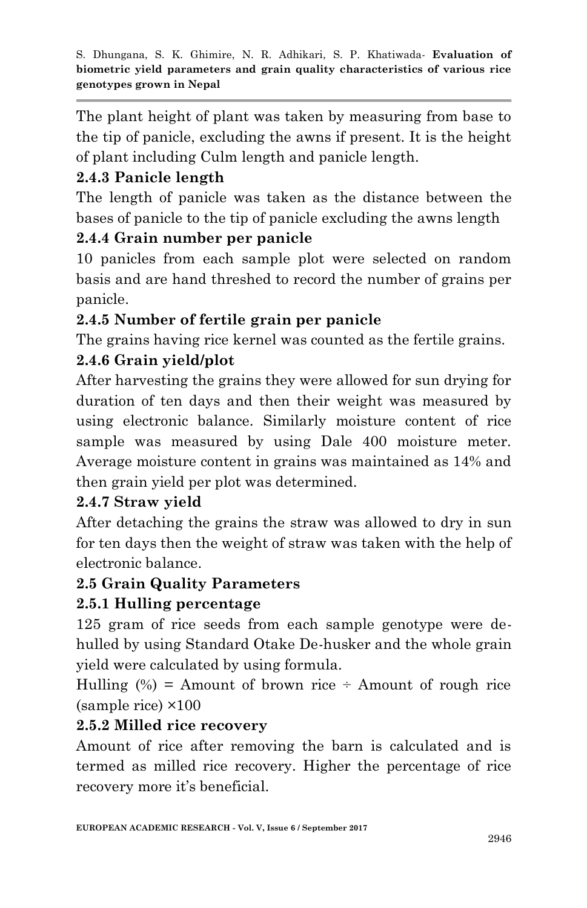The plant height of plant was taken by measuring from base to the tip of panicle, excluding the awns if present. It is the height of plant including Culm length and panicle length.

### 2.4.3 Panicle length

The length of panicle was taken as the distance between the bases of panicle to the tip of panicle excluding the awns length

### 2.4.4 Grain number per panicle

10 panicles from each sample plot were selected on random basis and are hand threshed to record the number of grains per panicle.

### 2.4.5 Number of fertile grain per panicle

The grains having rice kernel was counted as the fertile grains.

### 2.4.6 Grain yield/plot

After harvesting the grains they were allowed for sun drying for duration of ten days and then their weight was measured by using electronic balance. Similarly moisture content of rice sample was measured by using Dale 400 moisture meter. Average moisture content in grains was maintained as 14% and then grain yield per plot was determined.

### 2.4.7 Straw yield

After detaching the grains the straw was allowed to dry in sun for ten days then the weight of straw was taken with the help of electronic balance.

## 2.5 Grain Quality Parameters

### 2.5.1 Hulling percentage

125 gram of rice seeds from each sample genotype were de-hulled by using Standard Otake De-husker and the whole grain yield were calculated by using formula.

Hulling (%) = Amount of brown rice ÷ Amount of rough rice (sample rice) ×100

### 2.5.2 Milled rice recovery

Amount of rice after removing the barn is calculated and is termed as milled rice recovery. Higher the percentage of rice recovery more it's beneficial.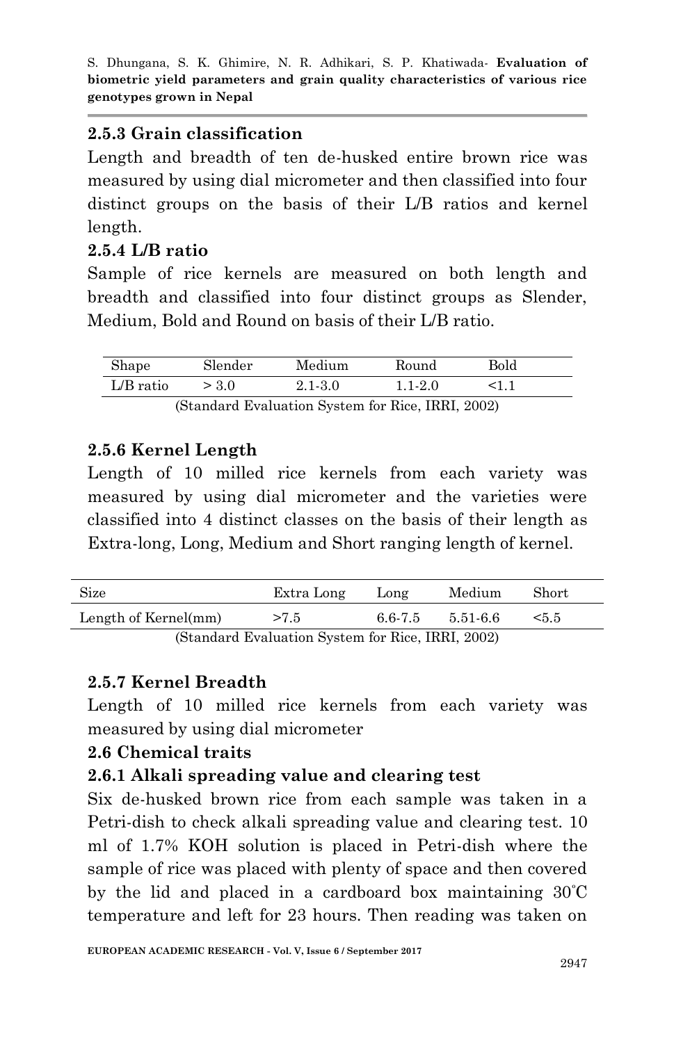### 2.5.3 Grain classification

Length and breadth of ten de-husked entire brown rice was measured by using dial micrometer and then classified into four distinct groups on the basis of their L/B ratios and kernel length.

### 2.5.4 L/B ratio

Sample of rice kernels are measured on both length and breadth and classified into four distinct groups as Slender, Medium, Bold and Round on basis of their L/B ratio.

| Shape | Slender | Medium | Round | Bold |
|---|---|---|---|---|
| L/B ratio | > 3.0 | 2.1-3.0 | 1.1-2.0 | <1.1 |

(Standard Evaluation System for Rice, IRRI, 2002)

### 2.5.6 Kernel Length

Length of 10 milled rice kernels from each variety was measured by using dial micrometer and the varieties were classified into 4 distinct classes on the basis of their length as Extra-long, Long, Medium and Short ranging length of kernel.

| Size | Extra Long | Long | Medium | Short |
|---|---|---|---|---|
| Length of Kernel(mm) | >7.5 | 6.6-7.5 | 5.51-6.6 | <5.5 |

(Standard Evaluation System for Rice, IRRI, 2002)

### 2.5.7 Kernel Breadth

Length of 10 milled rice kernels from each variety was measured by using dial micrometer

## 2.6 Chemical traits

### 2.6.1 Alkali spreading value and clearing test

Six de-husked brown rice from each sample was taken in a Petri-dish to check alkali spreading value and clearing test. 10 ml of 1.7% KOH solution is placed in Petri-dish where the sample of rice was placed with plenty of space and then covered by the lid and placed in a cardboard box maintaining 30˚C temperature and left for 23 hours. Then reading was taken on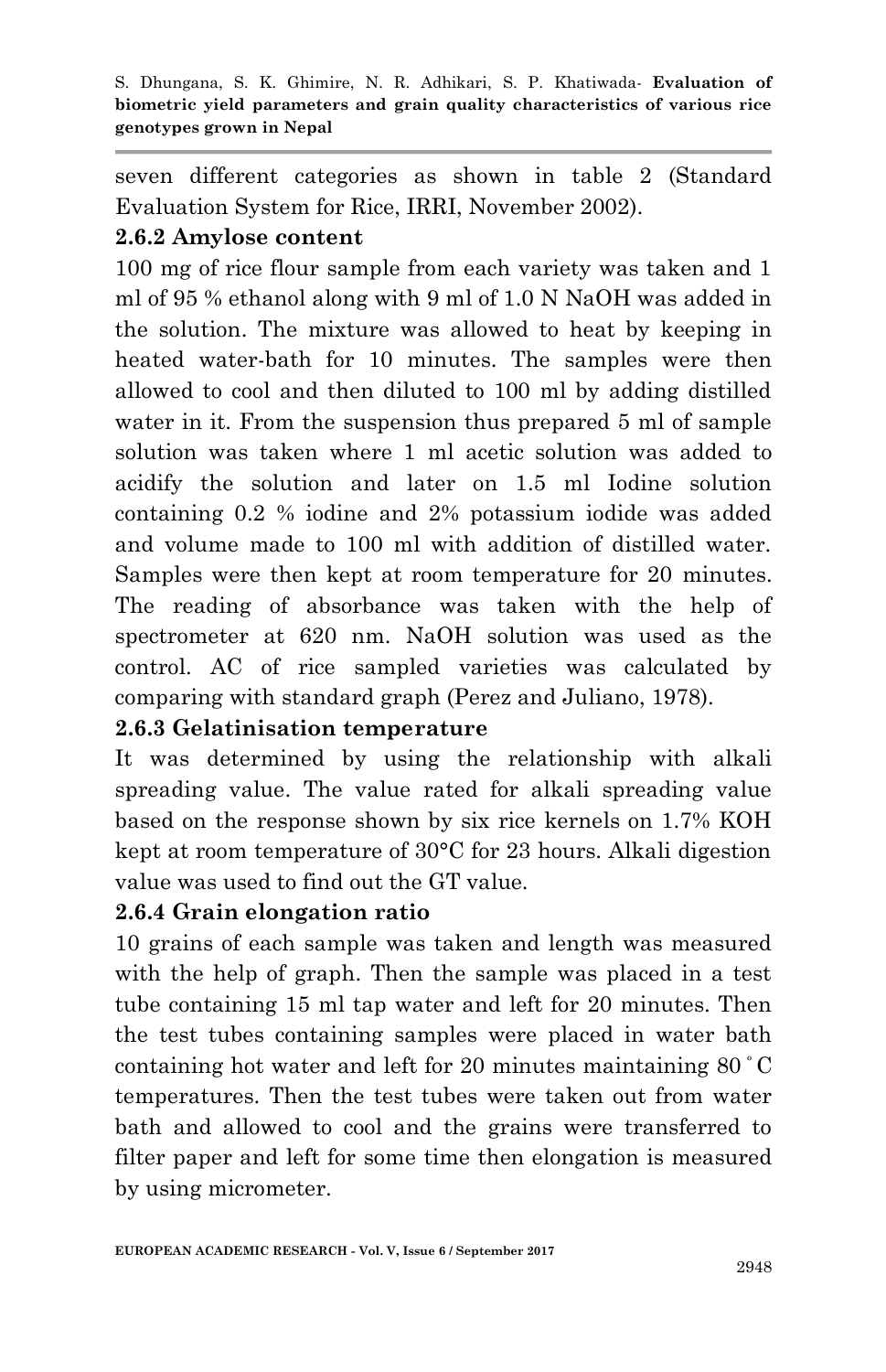seven different categories as shown in table 2 (Standard Evaluation System for Rice, IRRI, November 2002).

### 2.6.2 Amylose content

100 mg of rice flour sample from each variety was taken and 1 ml of 95 % ethanol along with 9 ml of 1.0 N NaOH was added in the solution. The mixture was allowed to heat by keeping in heated water-bath for 10 minutes. The samples were then allowed to cool and then diluted to 100 ml by adding distilled water in it. From the suspension thus prepared 5 ml of sample solution was taken where 1 ml acetic solution was added to acidify the solution and later on 1.5 ml Iodine solution containing 0.2 % iodine and 2% potassium iodide was added and volume made to 100 ml with addition of distilled water. Samples were then kept at room temperature for 20 minutes. The reading of absorbance was taken with the help of spectrometer at 620 nm. NaOH solution was used as the control. AC of rice sampled varieties was calculated by comparing with standard graph (Perez and Juliano, 1978).

### 2.6.3 Gelatinisation temperature

It was determined by using the relationship with alkali spreading value. The value rated for alkali spreading value based on the response shown by six rice kernels on 1.7% KOH kept at room temperature of 30°C for 23 hours. Alkali digestion value was used to find out the GT value.

### 2.6.4 Grain elongation ratio

10 grains of each sample was taken and length was measured with the help of graph. Then the sample was placed in a test tube containing 15 ml tap water and left for 20 minutes. Then the test tubes containing samples were placed in water bath containing hot water and left for 20 minutes maintaining 80 ˚C temperatures. Then the test tubes were taken out from water bath and allowed to cool and the grains were transferred to filter paper and left for some time then elongation is measured by using micrometer.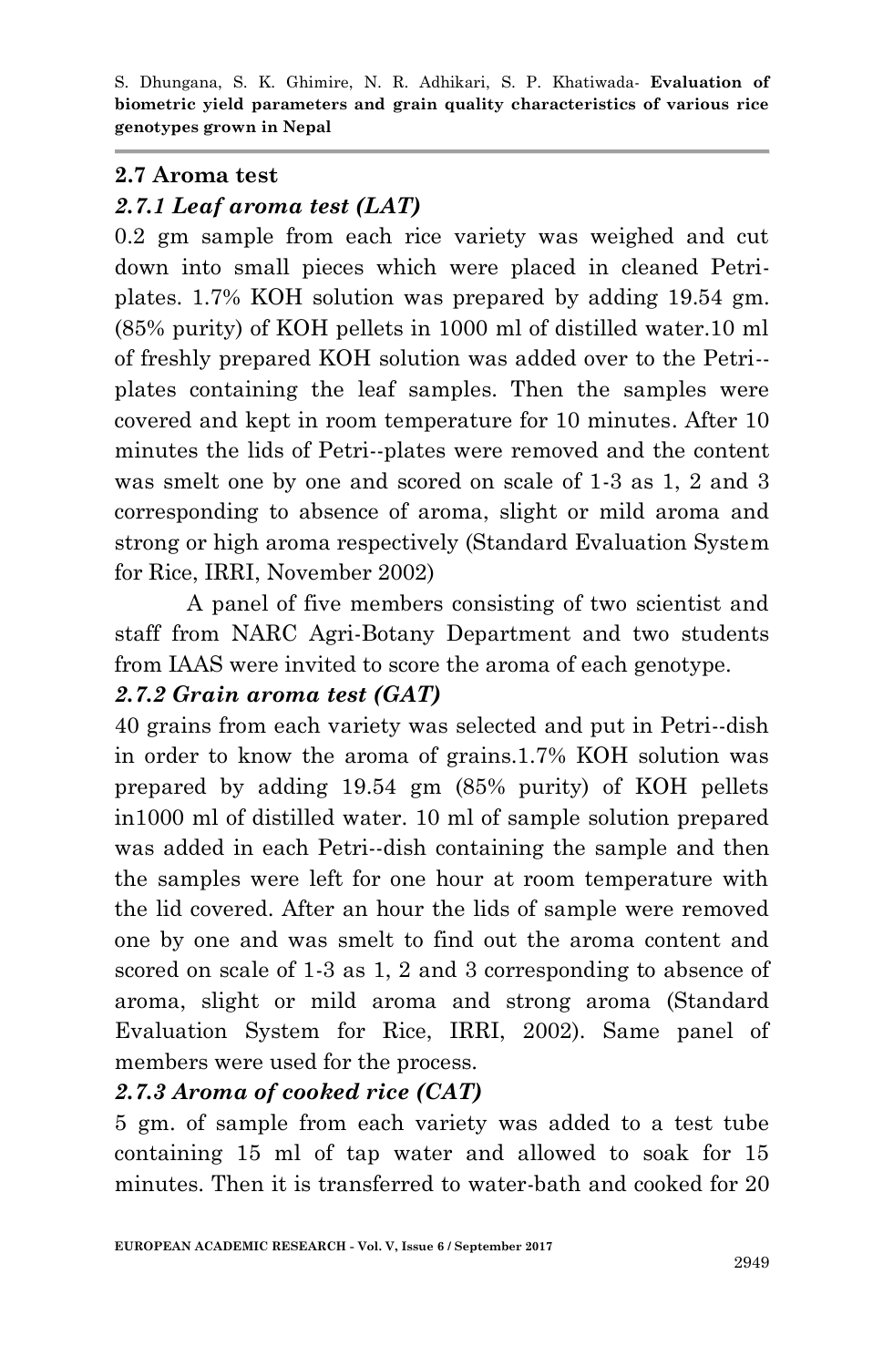## 2.7 Aroma test

### *2.7.1 Leaf aroma test (LAT)*

0.2 gm sample from each rice variety was weighed and cut down into small pieces which were placed in cleaned Petri-plates. 1.7% KOH solution was prepared by adding 19.54 gm. (85% purity) of KOH pellets in 1000 ml of distilled water.10 ml of freshly prepared KOH solution was added over to the Petri--plates containing the leaf samples. Then the samples were covered and kept in room temperature for 10 minutes. After 10 minutes the lids of Petri--plates were removed and the content was smelt one by one and scored on scale of 1-3 as 1, 2 and 3 corresponding to absence of aroma, slight or mild aroma and strong or high aroma respectively (Standard Evaluation System for Rice, IRRI, November 2002)

A panel of five members consisting of two scientist and staff from NARC Agri-Botany Department and two students from IAAS were invited to score the aroma of each genotype.

### *2.7.2 Grain aroma test (GAT)*

40 grains from each variety was selected and put in Petri--dish in order to know the aroma of grains.1.7% KOH solution was prepared by adding 19.54 gm (85% purity) of KOH pellets in1000 ml of distilled water. 10 ml of sample solution prepared was added in each Petri--dish containing the sample and then the samples were left for one hour at room temperature with the lid covered. After an hour the lids of sample were removed one by one and was smelt to find out the aroma content and scored on scale of 1-3 as 1, 2 and 3 corresponding to absence of aroma, slight or mild aroma and strong aroma (Standard Evaluation System for Rice, IRRI, 2002). Same panel of members were used for the process.

### *2.7.3 Aroma of cooked rice (CAT)*

5 gm. of sample from each variety was added to a test tube containing 15 ml of tap water and allowed to soak for 15 minutes. Then it is transferred to water-bath and cooked for 20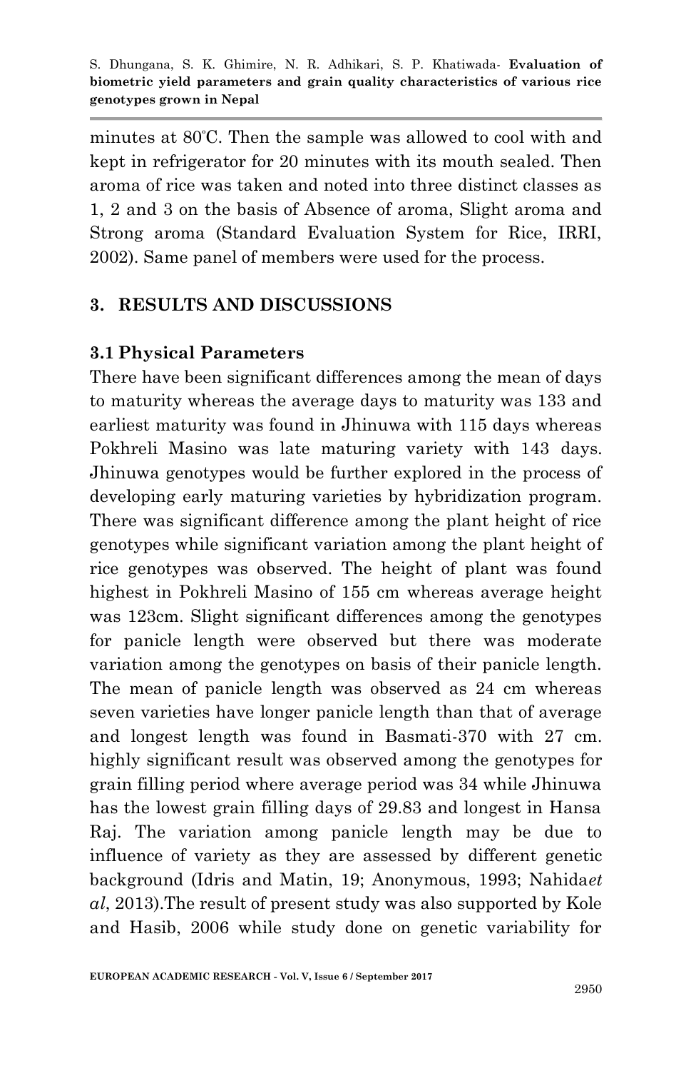minutes at 80°C. Then the sample was allowed to cool with and kept in refrigerator for 20 minutes with its mouth sealed. Then aroma of rice was taken and noted into three distinct classes as 1, 2 and 3 on the basis of Absence of aroma, Slight aroma and Strong aroma (Standard Evaluation System for Rice, IRRI, 2002). Same panel of members were used for the process.

## 3. RESULTS AND DISCUSSIONS

### 3.1 Physical Parameters

There have been significant differences among the mean of days to maturity whereas the average days to maturity was 133 and earliest maturity was found in Jhinuwa with 115 days whereas Pokhreli Masino was late maturing variety with 143 days. Jhinuwa genotypes would be further explored in the process of developing early maturing varieties by hybridization program. There was significant difference among the plant height of rice genotypes while significant variation among the plant height of rice genotypes was observed. The height of plant was found highest in Pokhreli Masino of 155 cm whereas average height was 123cm. Slight significant differences among the genotypes for panicle length were observed but there was moderate variation among the genotypes on basis of their panicle length. The mean of panicle length was observed as 24 cm whereas seven varieties have longer panicle length than that of average and longest length was found in Basmati-370 with 27 cm. highly significant result was observed among the genotypes for grain filling period where average period was 34 while Jhinuwa has the lowest grain filling days of 29.83 and longest in Hansa Raj. The variation among panicle length may be due to influence of variety as they are assessed by different genetic background (Idris and Matin, 19; Anonymous, 1993; Nahida*et al*, 2013).The result of present study was also supported by Kole and Hasib, 2006 while study done on genetic variability for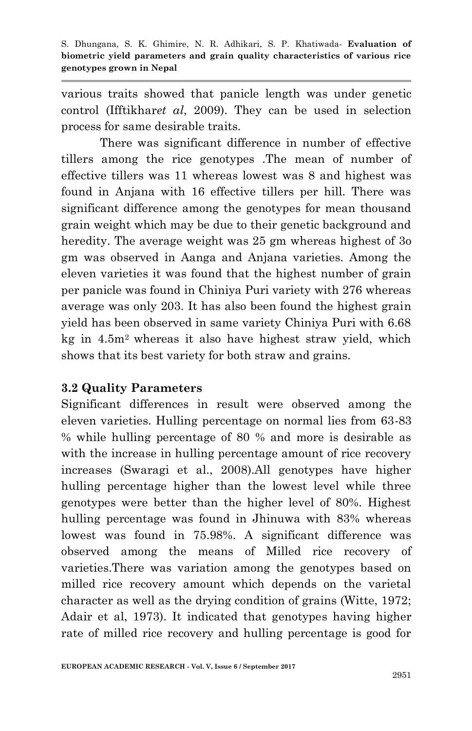various traits showed that panicle length was under genetic control (Ifftikhar*et al*, 2009). They can be used in selection process for same desirable traits.

There was significant difference in number of effective tillers among the rice genotypes .The mean of number of effective tillers was 11 whereas lowest was 8 and highest was found in Anjana with 16 effective tillers per hill. There was significant difference among the genotypes for mean thousand grain weight which may be due to their genetic background and heredity. The average weight was 25 gm whereas highest of 3o gm was observed in Aanga and Anjana varieties. Among the eleven varieties it was found that the highest number of grain per panicle was found in Chiniya Puri variety with 276 whereas average was only 203. It has also been found the highest grain yield has been observed in same variety Chiniya Puri with 6.68 kg in 4.5m$^2$ whereas it also have highest straw yield, which shows that its best variety for both straw and grains.

### 3.2 Quality Parameters

Significant differences in result were observed among the eleven varieties. Hulling percentage on normal lies from 63-83 % while hulling percentage of 80 % and more is desirable as with the increase in hulling percentage amount of rice recovery increases (Swaragi et al., 2008).All genotypes have higher hulling percentage higher than the lowest level while three genotypes were better than the higher level of 80%. Highest hulling percentage was found in Jhinuwa with 83% whereas lowest was found in 75.98%. A significant difference was observed among the means of Milled rice recovery of varieties.There was variation among the genotypes based on milled rice recovery amount which depends on the varietal character as well as the drying condition of grains (Witte, 1972; Adair et al, 1973). It indicated that genotypes having higher rate of milled rice recovery and hulling percentage is good for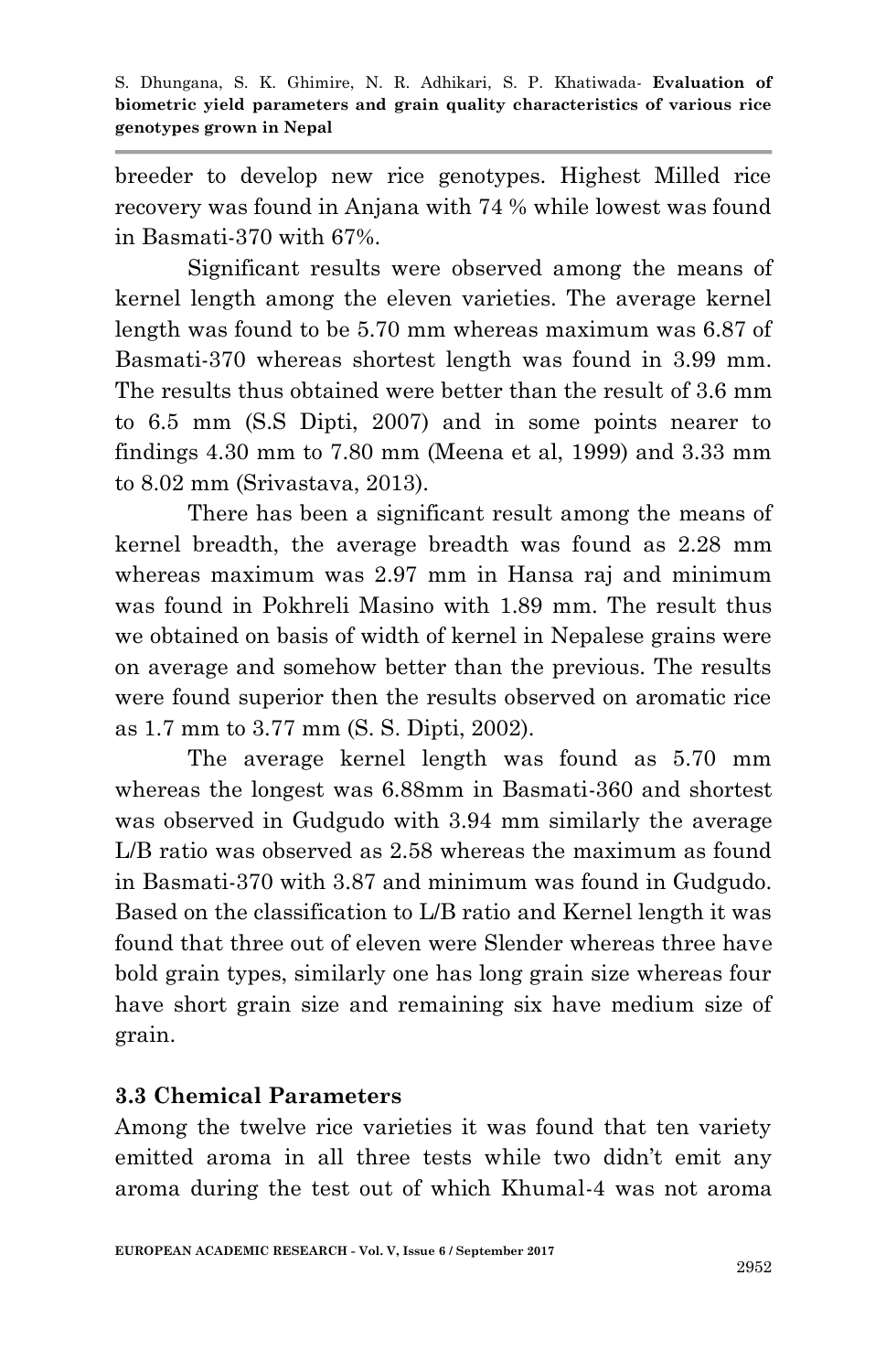breeder to develop new rice genotypes. Highest Milled rice recovery was found in Anjana with 74 % while lowest was found in Basmati-370 with 67%.

Significant results were observed among the means of kernel length among the eleven varieties. The average kernel length was found to be 5.70 mm whereas maximum was 6.87 of Basmati-370 whereas shortest length was found in 3.99 mm. The results thus obtained were better than the result of 3.6 mm to 6.5 mm (S.S Dipti, 2007) and in some points nearer to findings 4.30 mm to 7.80 mm (Meena et al, 1999) and 3.33 mm to 8.02 mm (Srivastava, 2013).

There has been a significant result among the means of kernel breadth, the average breadth was found as 2.28 mm whereas maximum was 2.97 mm in Hansa raj and minimum was found in Pokhreli Masino with 1.89 mm. The result thus we obtained on basis of width of kernel in Nepalese grains were on average and somehow better than the previous. The results were found superior then the results observed on aromatic rice as 1.7 mm to 3.77 mm (S. S. Dipti, 2002).

The average kernel length was found as 5.70 mm whereas the longest was 6.88mm in Basmati-360 and shortest was observed in Gudgudo with 3.94 mm similarly the average L/B ratio was observed as 2.58 whereas the maximum as found in Basmati-370 with 3.87 and minimum was found in Gudgudo. Based on the classification to L/B ratio and Kernel length it was found that three out of eleven were Slender whereas three have bold grain types, similarly one has long grain size whereas four have short grain size and remaining six have medium size of grain.

### 3.3 Chemical Parameters

Among the twelve rice varieties it was found that ten variety emitted aroma in all three tests while two didn't emit any aroma during the test out of which Khumal-4 was not aroma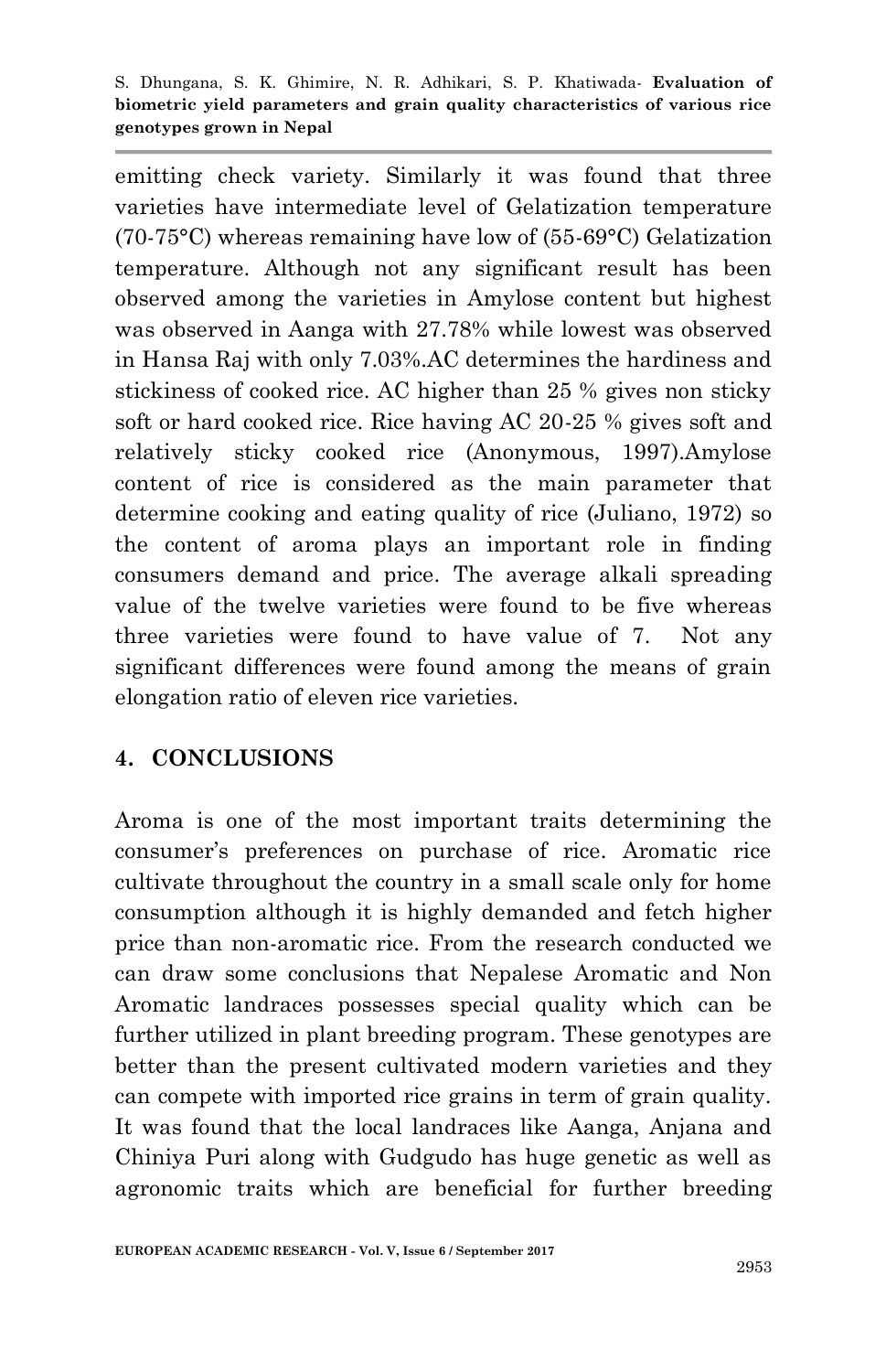emitting check variety. Similarly it was found that three varieties have intermediate level of Gelatization temperature (70-75°C) whereas remaining have low of (55-69°C) Gelatization temperature. Although not any significant result has been observed among the varieties in Amylose content but highest was observed in Aanga with 27.78% while lowest was observed in Hansa Raj with only 7.03%.AC determines the hardiness and stickiness of cooked rice. AC higher than 25 % gives non sticky soft or hard cooked rice. Rice having AC 20-25 % gives soft and relatively sticky cooked rice (Anonymous, 1997).Amylose content of rice is considered as the main parameter that determine cooking and eating quality of rice (Juliano, 1972) so the content of aroma plays an important role in finding consumers demand and price. The average alkali spreading value of the twelve varieties were found to be five whereas three varieties were found to have value of 7. Not any significant differences were found among the means of grain elongation ratio of eleven rice varieties.

## 4. CONCLUSIONS

Aroma is one of the most important traits determining the consumer's preferences on purchase of rice. Aromatic rice cultivate throughout the country in a small scale only for home consumption although it is highly demanded and fetch higher price than non-aromatic rice. From the research conducted we can draw some conclusions that Nepalese Aromatic and Non Aromatic landraces possesses special quality which can be further utilized in plant breeding program. These genotypes are better than the present cultivated modern varieties and they can compete with imported rice grains in term of grain quality. It was found that the local landraces like Aanga, Anjana and Chiniya Puri along with Gudgudo has huge genetic as well as agronomic traits which are beneficial for further breeding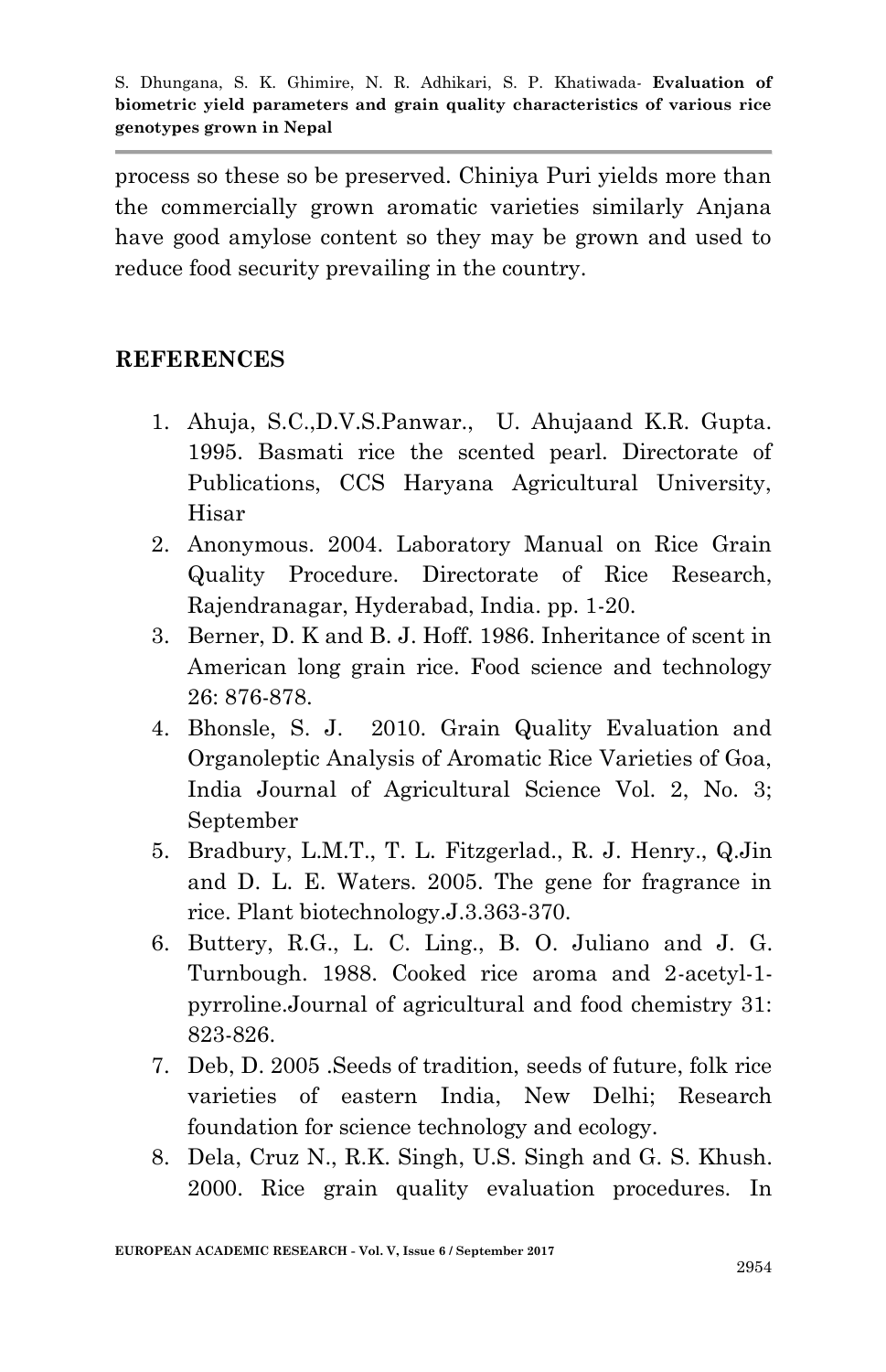process so these so be preserved. Chiniya Puri yields more than the commercially grown aromatic varieties similarly Anjana have good amylose content so they may be grown and used to reduce food security prevailing in the country.

## REFERENCES

1. Ahuja, S.C.,D.V.S.Panwar., U. Ahujaand K.R. Gupta. 1995. Basmati rice the scented pearl. Directorate of Publications, CCS Haryana Agricultural University, Hisar
2. Anonymous. 2004. Laboratory Manual on Rice Grain Quality Procedure. Directorate of Rice Research, Rajendranagar, Hyderabad, India. pp. 1-20.
3. Berner, D. K and B. J. Hoff. 1986. Inheritance of scent in American long grain rice. Food science and technology 26: 876-878.
4. Bhonsle, S. J. 2010. Grain Quality Evaluation and Organoleptic Analysis of Aromatic Rice Varieties of Goa, India Journal of Agricultural Science Vol. 2, No. 3; September
5. Bradbury, L.M.T., T. L. Fitzgerlad., R. J. Henry., Q.Jin and D. L. E. Waters. 2005. The gene for fragrance in rice. Plant biotechnology.J.3.363-370.
6. Buttery, R.G., L. C. Ling., B. O. Juliano and J. G. Turnbough. 1988. Cooked rice aroma and 2-acetyl-1-pyrroline.Journal of agricultural and food chemistry 31: 823-826.
7. Deb, D. 2005 .Seeds of tradition, seeds of future, folk rice varieties of eastern India, New Delhi; Research foundation for science technology and ecology.
8. Dela, Cruz N., R.K. Singh, U.S. Singh and G. S. Khush. 2000. Rice grain quality evaluation procedures. In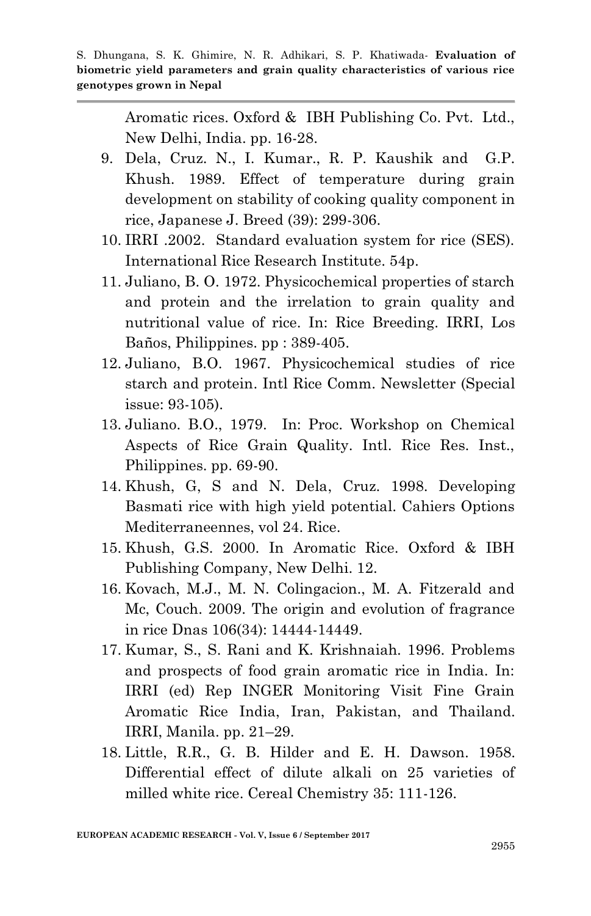Aromatic rices. Oxford & IBH Publishing Co. Pvt. Ltd., New Delhi, India. pp. 16-28.

9. Dela, Cruz. N., I. Kumar., R. P. Kaushik and G.P. Khush. 1989. Effect of temperature during grain development on stability of cooking quality component in rice, Japanese J. Breed (39): 299-306.
10. IRRI .2002. Standard evaluation system for rice (SES). International Rice Research Institute. 54p.
11. Juliano, B. O. 1972. Physicochemical properties of starch and protein and the irrelation to grain quality and nutritional value of rice. In: Rice Breeding. IRRI, Los Baños, Philippines. pp : 389-405.
12. Juliano, B.O. 1967. Physicochemical studies of rice starch and protein. Intl Rice Comm. Newsletter (Special issue: 93-105).
13. Juliano. B.O., 1979. In: Proc. Workshop on Chemical Aspects of Rice Grain Quality. Intl. Rice Res. Inst., Philippines. pp. 69-90.
14. Khush, G, S and N. Dela, Cruz. 1998. Developing Basmati rice with high yield potential. Cahiers Options Mediterraneennes, vol 24. Rice.
15. Khush, G.S. 2000. In Aromatic Rice. Oxford & IBH Publishing Company, New Delhi. 12.
16. Kovach, M.J., M. N. Colingacion., M. A. Fitzerald and Mc, Couch. 2009. The origin and evolution of fragrance in rice Dnas 106(34): 14444-14449.
17. Kumar, S., S. Rani and K. Krishnaiah. 1996. Problems and prospects of food grain aromatic rice in India. In: IRRI (ed) Rep INGER Monitoring Visit Fine Grain Aromatic Rice India, Iran, Pakistan, and Thailand. IRRI, Manila. pp. 21–29.
18. Little, R.R., G. B. Hilder and E. H. Dawson. 1958. Differential effect of dilute alkali on 25 varieties of milled white rice. Cereal Chemistry 35: 111-126.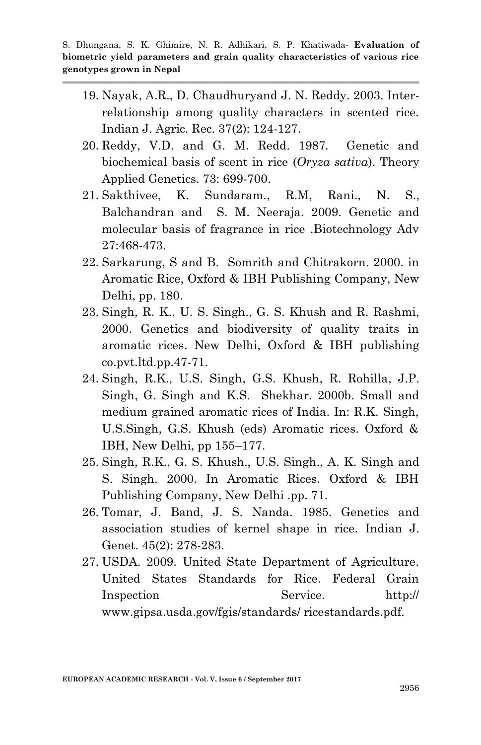19. Nayak, A.R., D. Chaudhuryand J. N. Reddy. 2003. Inter-relationship among quality characters in scented rice. Indian J. Agric. Rec. 37(2): 124-127.
20. Reddy, V.D. and G. M. Redd. 1987. Genetic and biochemical basis of scent in rice (*Oryza sativa*). Theory Applied Genetics. 73: 699-700.
21. Sakthivee, K. Sundaram., R.M, Rani., N. S., Balchandran and S. M. Neeraja. 2009. Genetic and molecular basis of fragrance in rice .Biotechnology Adv 27:468-473.
22. Sarkarung, S and B. Somrith and Chitrakorn. 2000. in Aromatic Rice, Oxford & IBH Publishing Company, New Delhi, pp. 180.
23. Singh, R. K., U. S. Singh., G. S. Khush and R. Rashmi, 2000. Genetics and biodiversity of quality traits in aromatic rices. New Delhi, Oxford & IBH publishing co.pvt.ltd.pp.47-71.
24. Singh, R.K., U.S. Singh, G.S. Khush, R. Rohilla, J.P. Singh, G. Singh and K.S. Shekhar. 2000b. Small and medium grained aromatic rices of India. In: R.K. Singh, U.S.Singh, G.S. Khush (eds) Aromatic rices. Oxford & IBH, New Delhi, pp 155–177.
25. Singh, R.K., G. S. Khush., U.S. Singh., A. K. Singh and S. Singh. 2000. In Aromatic Rices. Oxford & IBH Publishing Company, New Delhi .pp. 71.
26. Tomar, J. Band, J. S. Nanda. 1985. Genetics and association studies of kernel shape in rice. Indian J. Genet. 45(2): 278-283.
27. USDA. 2009. United State Department of Agriculture. United States Standards for Rice. Federal Grain Inspection Service. http:// www.gipsa.usda.gov/fgis/standards/ ricestandards.pdf.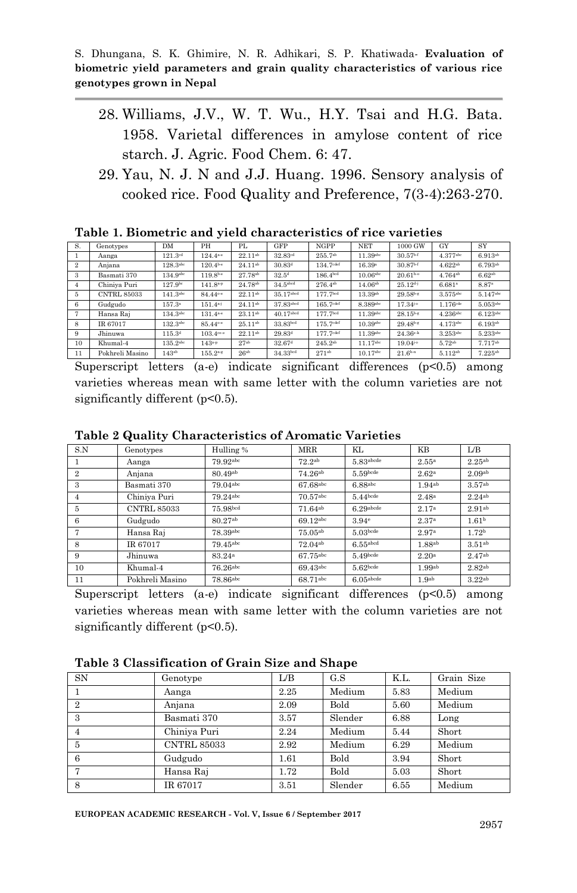28. Williams, J.V., W. T. Wu., H.Y. Tsai and H.G. Bata. 1958. Varietal differences in amylose content of rice starch. J. Agric. Food Chem. 6: 47.
29. Yau, N. J. N and J.J. Huang. 1996. Sensory analysis of cooked rice. Food Quality and Preference, 7(3-4):263-270.

**Table 1. Biometric and yield characteristics of rice varieties**

| S. | Genotypes | DM | PH | PL | GFP | NGPP | NET | 1000 GW | GY | SY |
|---|---|---|---|---|---|---|---|---|---|---|
| 1 | Aanga | 121.3[cd] | 124.4[a-e] | 22.11[ab] | 32.83[cd] | 255.7[ab] | 11.39[abc] | 30.57[b-f] | 4.377[abc] | 6.913[ab] |
| 2 | Anjana | 128.3[abc] | 120.4[b-e] | 24.11[ab] | 30.83[d] | 134.7[cdef] | 16.39[a] | 30.87[b-f] | 4.622[ab] | 6.793[ab] |
| 3 | Basmati 370 | 134.9[abc] | 119.8[b-e] | 27.78[ab] | 32.5[d] | 186.4[bcd] | 10.06[abc] | 20.61[h-n] | 4.764[ab] | 6.62[ab] |
| 4 | Chiniya Puri | 127.9[bc] | 141.8[a-p] | 24.78[ab] | 34.5[abcd] | 276.4[ab] | 14.06[ab] | 25.12[d-j] | 6.681[a] | 8.87[a] |
| 5 | CNTRL 85033 | 141.3[abc] | 84.44[c-e] | 22.11[ab] | 35.17[abcd] | 177.7[bcd] | 13.39[ab] | 29.58[b-g] | 3.575[abc] | 5.147[abc] |
| 6 | Gudgudo | 157.3[a] | 151.4[a-j] | 24.11[ab] | 37.83[abcd] | 165.7[cdef] | 8.389[abc] | 17.34[j-o] | 1.176[cde] | 5.053[abc] |
| 7 | Hansa Raj | 134.3[abc] | 131.4[a-e] | 23.11[ab] | 40.17[abcd] | 177.7[bcd] | 11.39[abc] | 28.15[b-g] | 4.236[abc] | 6.123[abc] |
| 8 | IR 67017 | 132.3[abc] | 85.44[c-e] | 25.11[ab] | 33.83[bcd] | 175.7[cdef] | 10.39[abc] | 29.48[b-g] | 4.173[abc] | 6.193[ab] |
| 9 | Jhinuwa | 115.3[d] | 103.4[cc-e] | 22.11[ab] | 29.83[d] | 177.7[cdef] | 11.39[abc] | 24.36[e-k] | 3.253[abc] | 5.233[abc] |
| 10 | Khumal-4 | 135.2[abc] | 143[a-p] | 27[ab] | 32.67[d] | 245.2[ab] | 11.17[abc] | 19.04[i-o] | 5.72[ab] | 7.717[ab] |
| 11 | Pokhreli Masino | 143[ab] | 155.2[a-g] | 26[ab] | 34.33[bcd] | 271[ab] | 10.17[abc] | 21.6[h-n] | 5.112[ab] | 7.225[ab] |

Superscript letters (a-e) indicate significant differences ($p<0.5$) among varieties whereas mean with same letter with the column varieties are not significantly different ($p<0.5$).

**Table 2 Quality Characteristics of Aromatic Varieties**

| S.N | Genotypes | Hulling % | MRR | KL | KB | L/B |
|---|---|---|---|---|---|---|
| 1 | Aanga | 79.92[abc] | 72.2[ab] | 5.83[abcde] | 2.55[a] | 2.25[ab] |
| 2 | Anjana | 80.49[ab] | 74.26[ab] | 5.59[bcde] | 2.62[a] | 2.09[ab] |
| 3 | Basmati 370 | 79.04[abc] | 67.68[abc] | 6.88[abc] | 1.94[ab] | 3.57[ab] |
| 4 | Chiniya Puri | 79.24[abc] | 70.57[abc] | 5.44[bcde] | 2.48[a] | 2.24[ab] |
| 5 | CNTRL 85033 | 75.98[bcd] | 71.64[ab] | 6.29[abcde] | 2.17[a] | 2.91[ab] |
| 6 | Gudgudo | 80.27[ab] | 69.12[abc] | 3.94[e] | 2.37[a] | 1.61[b] |
| 7 | Hansa Raj | 78.39[abc] | 75.05[ab] | 5.03[bcde] | 2.97[a] | 1.72[b] |
| 8 | IR 67017 | 79.45[abc] | 72.04[ab] | 6.55[abcd] | 1.88[ab] | 3.51[ab] |
| 9 | Jhinuwa | 83.24[a] | 67.75[abc] | 5.49[bcde] | 2.20[a] | 2.47[ab] |
| 10 | Khumal-4 | 76.26[abc] | 69.43[abc] | 5.62[bcde] | 1.99[ab] | 2.82[ab] |
| 11 | Pokhreli Masino | 78.86[abc] | 68.71[abc] | 6.05[abcde] | 1.9[ab] | 3.22[ab] |

Superscript letters (a-e) indicate significant differences ($p<0.5$) among varieties whereas mean with same letter with the column varieties are not significantly different ($p<0.5$).

**Table 3 Classification of Grain Size and Shape**

| SN | Genotype | L/B | G.S | K.L. | Grain Size |
|---|---|---|---|---|---|
| 1 | Aanga | 2.25 | Medium | 5.83 | Medium |
| 2 | Anjana | 2.09 | Bold | 5.60 | Medium |
| 3 | Basmati 370 | 3.57 | Slender | 6.88 | Long |
| 4 | Chiniya Puri | 2.24 | Medium | 5.44 | Short |
| 5 | CNTRL 85033 | 2.92 | Medium | 6.29 | Medium |
| 6 | Gudgudo | 1.61 | Bold | 3.94 | Short |
| 7 | Hansa Raj | 1.72 | Bold | 5.03 | Short |
| 8 | IR 67017 | 3.51 | Slender | 6.55 | Medium |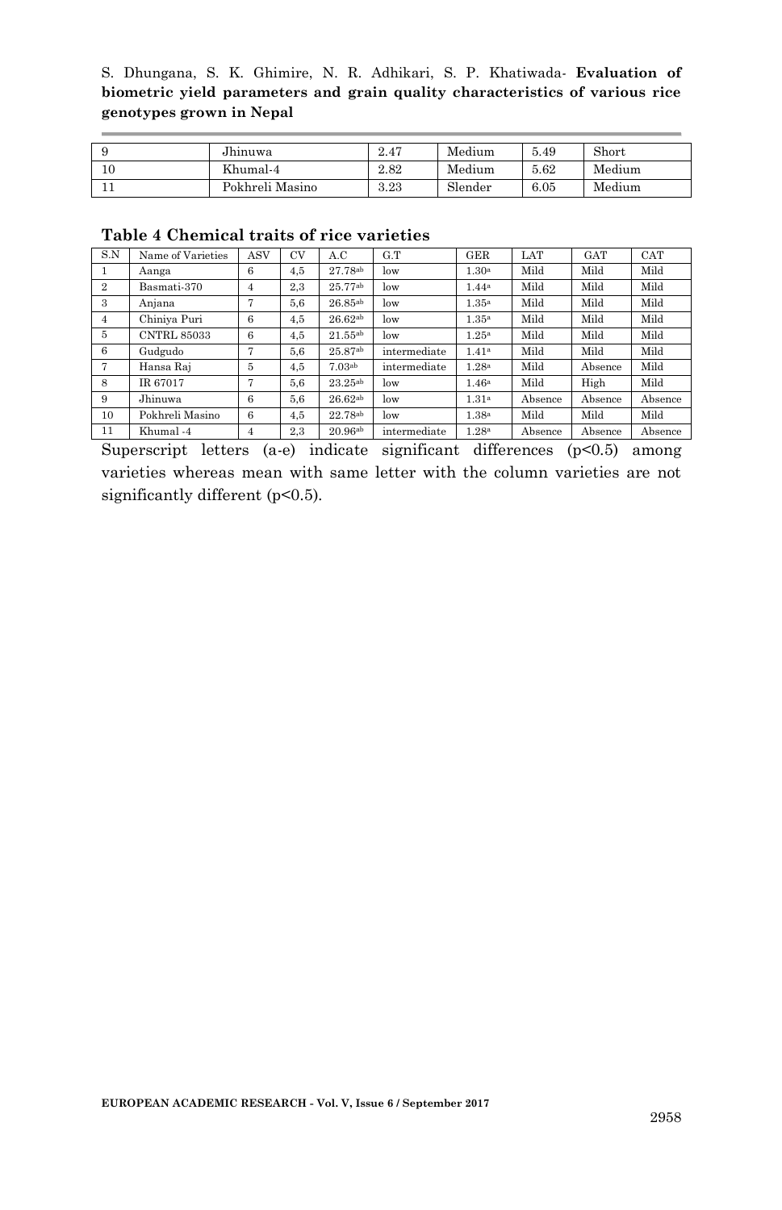| | | | | | |
|---|---|---|---|---|---|
| 9 | Jhinuwa | 2.47 | Medium | 5.49 | Short |
| 10 | Khumal-4 | 2.82 | Medium | 5.62 | Medium |
| 11 | Pokhreli Masino | 3.23 | Slender | 6.05 | Medium |

**Table 4 Chemical traits of rice varieties**

| S.N | Name of Varieties | ASV | CV | A.C | G.T | GER | LAT | GAT | CAT |
|---|---|---|---|---|---|---|---|---|---|
| 1 | Aanga | 6 | 4,5 | 27.78[ab] | low | 1.30[a] | Mild | Mild | Mild |
| 2 | Basmati-370 | 4 | 2,3 | 25.77[ab] | low | 1.44[a] | Mild | Mild | Mild |
| 3 | Anjana | 7 | 5,6 | 26.85[ab] | low | 1.35[a] | Mild | Mild | Mild |
| 4 | Chiniya Puri | 6 | 4,5 | 26.62[ab] | low | 1.35[a] | Mild | Mild | Mild |
| 5 | CNTRL 85033 | 6 | 4,5 | 21.55[ab] | low | 1.25[a] | Mild | Mild | Mild |
| 6 | Gudgudo | 7 | 5,6 | 25.87[ab] | intermediate | 1.41[a] | Mild | Mild | Mild |
| 7 | Hansa Raj | 5 | 4,5 | 7.03[ab] | intermediate | 1.28[a] | Mild | Absence | Mild |
| 8 | IR 67017 | 7 | 5,6 | 23.25[ab] | low | 1.46[a] | Mild | High | Mild |
| 9 | Jhinuwa | 6 | 5,6 | 26.62[ab] | low | 1.31[a] | Absence | Absence | Absence |
| 10 | Pokhreli Masino | 6 | 4,5 | 22.78[ab] | low | 1.38[a] | Mild | Mild | Mild |
| 11 | Khumal -4 | 4 | 2,3 | 20.96[ab] | intermediate | 1.28[a] | Absence | Absence | Absence |

Superscript letters (a-e) indicate significant differences ($p<0.5$) among varieties whereas mean with same letter with the column varieties are not significantly different ($p<0.5$).